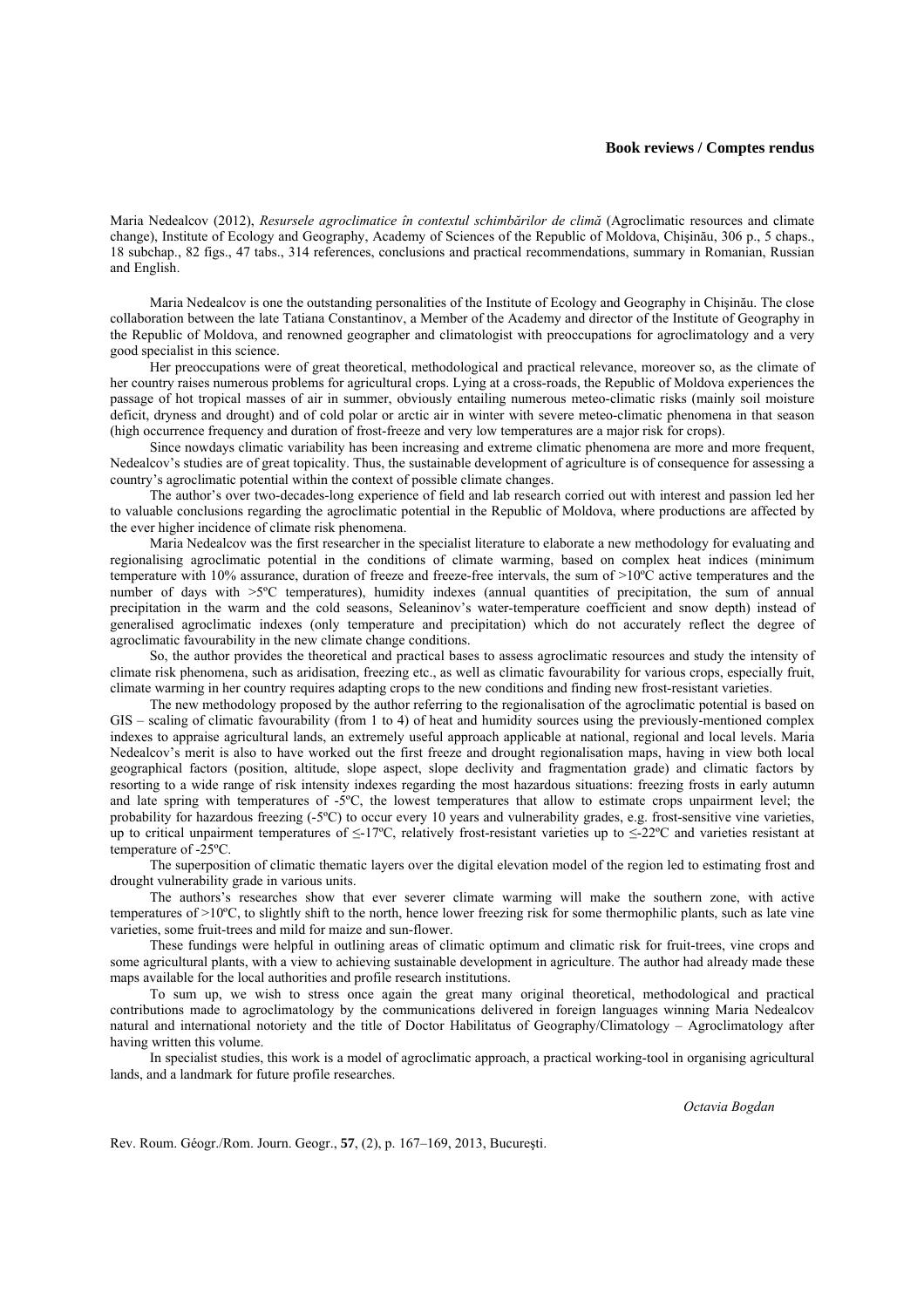**Book reviews / Comptes rendus**

Maria Nedealcov (2012), *Resursele agroclimatice în contextul schimbărilor de climă* (Agroclimatic resources and climate change), Institute of Ecology and Geography, Academy of Sciences of the Republic of Moldova, Chişinău, 306 p., 5 chaps., 18 subchap., 82 figs., 47 tabs., 314 references, conclusions and practical recommendations, summary in Romanian, Russian and English.

Maria Nedealcov is one the outstanding personalities of the Institute of Ecology and Geography in Chişinău. The close collaboration between the late Tatiana Constantinov, a Member of the Academy and director of the Institute of Geography in the Republic of Moldova, and renowned geographer and climatologist with preoccupations for agroclimatology and a very good specialist in this science.

Her preoccupations were of great theoretical, methodological and practical relevance, moreover so, as the climate of her country raises numerous problems for agricultural crops. Lying at a cross-roads, the Republic of Moldova experiences the passage of hot tropical masses of air in summer, obviously entailing numerous meteo-climatic risks (mainly soil moisture deficit, dryness and drought) and of cold polar or arctic air in winter with severe meteo-climatic phenomena in that season (high occurrence frequency and duration of frost-freeze and very low temperatures are a major risk for crops).

Since nowdays climatic variability has been increasing and extreme climatic phenomena are more and more frequent, Nedealcov's studies are of great topicality. Thus, the sustainable development of agriculture is of consequence for assessing a country's agroclimatic potential within the context of possible climate changes.

The author's over two-decades-long experience of field and lab research corried out with interest and passion led her to valuable conclusions regarding the agroclimatic potential in the Republic of Moldova, where productions are affected by the ever higher incidence of climate risk phenomena.

Maria Nedealcov was the first researcher in the specialist literature to elaborate a new methodology for evaluating and regionalising agroclimatic potential in the conditions of climate warming, based on complex heat indices (minimum temperature with 10% assurance, duration of freeze and freeze-free intervals, the sum of >10ºC active temperatures and the number of days with >5ºC temperatures), humidity indexes (annual quantities of precipitation, the sum of annual precipitation in the warm and the cold seasons, Seleaninov's water-temperature coefficient and snow depth) instead of generalised agroclimatic indexes (only temperature and precipitation) which do not accurately reflect the degree of agroclimatic favourability in the new climate change conditions.

So, the author provides the theoretical and practical bases to assess agroclimatic resources and study the intensity of climate risk phenomena, such as aridisation, freezing etc., as well as climatic favourability for various crops, especially fruit, climate warming in her country requires adapting crops to the new conditions and finding new frost-resistant varieties.

The new methodology proposed by the author referring to the regionalisation of the agroclimatic potential is based on GIS – scaling of climatic favourability (from 1 to 4) of heat and humidity sources using the previously-mentioned complex indexes to appraise agricultural lands, an extremely useful approach applicable at national, regional and local levels. Maria Nedealcov's merit is also to have worked out the first freeze and drought regionalisation maps, having in view both local geographical factors (position, altitude, slope aspect, slope declivity and fragmentation grade) and climatic factors by resorting to a wide range of risk intensity indexes regarding the most hazardous situations: freezing frosts in early autumn and late spring with temperatures of -5ºC, the lowest temperatures that allow to estimate crops unpairment level; the probability for hazardous freezing (-5ºC) to occur every 10 years and vulnerability grades, e.g. frost-sensitive vine varieties, up to critical unpairment temperatures of ≤-17ºC, relatively frost-resistant varieties up to ≤-22ºC and varieties resistant at temperature of -25ºC.

The superposition of climatic thematic layers over the digital elevation model of the region led to estimating frost and drought vulnerability grade in various units.

The authors's researches show that ever severer climate warming will make the southern zone, with active temperatures of >10ºC, to slightly shift to the north, hence lower freezing risk for some thermophilic plants, such as late vine varieties, some fruit-trees and mild for maize and sun-flower.

These fundings were helpful in outlining areas of climatic optimum and climatic risk for fruit-trees, vine crops and some agricultural plants, with a view to achieving sustainable development in agriculture. The author had already made these maps available for the local authorities and profile research institutions.

To sum up, we wish to stress once again the great many original theoretical, methodological and practical contributions made to agroclimatology by the communications delivered in foreign languages winning Maria Nedealcov natural and international notoriety and the title of Doctor Habilitatus of Geography/Climatology – Agroclimatology after having written this volume.

In specialist studies, this work is a model of agroclimatic approach, a practical working-tool in organising agricultural lands, and a landmark for future profile researches.

*Octavia Bogdan*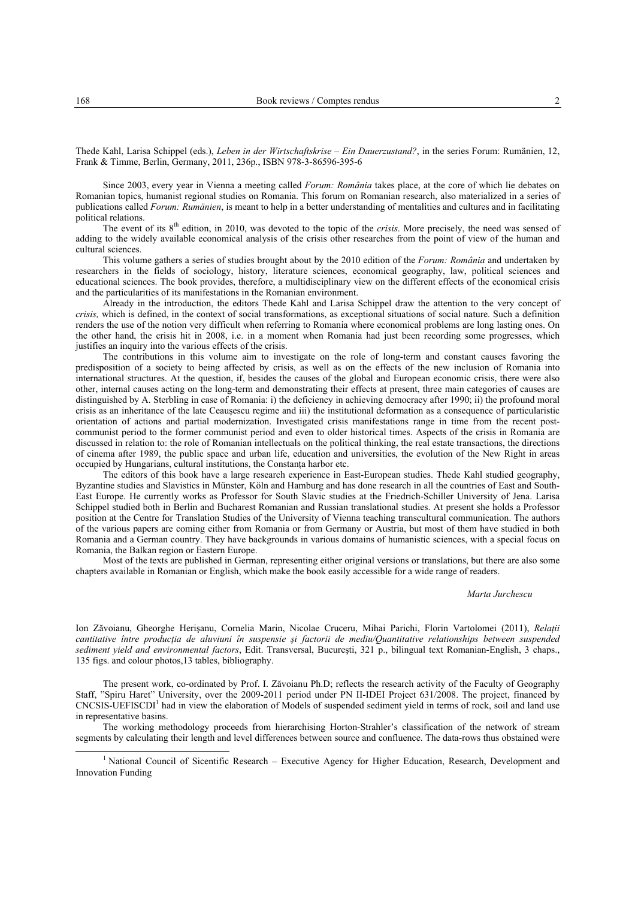Thede Kahl, Larisa Schippel (eds.), *Leben in der Wirtschaftskrise – Ein Dauerzustand?*, in the series Forum: Rumänien, 12, Frank & Timme, Berlin, Germany, 2011, 236p., ISBN 978-3-86596-395-6

Since 2003, every year in Vienna a meeting called *Forum: România* takes place, at the core of which lie debates on Romanian topics, humanist regional studies on Romania. This forum on Romanian research, also materialized in a series of publications called *Forum: Rumänien*, is meant to help in a better understanding of mentalities and cultures and in facilitating political relations.

The event of its 8th edition, in 2010, was devoted to the topic of the *crisis*. More precisely, the need was sensed of adding to the widely available economical analysis of the crisis other researches from the point of view of the human and cultural sciences.

This volume gathers a series of studies brought about by the 2010 edition of the *Forum: România* and undertaken by researchers in the fields of sociology, history, literature sciences, economical geography, law, political sciences and educational sciences. The book provides, therefore, a multidisciplinary view on the different effects of the economical crisis and the particularities of its manifestations in the Romanian environment.

Already in the introduction, the editors Thede Kahl and Larisa Schippel draw the attention to the very concept of *crisis,* which is defined, in the context of social transformations, as exceptional situations of social nature. Such a definition renders the use of the notion very difficult when referring to Romania where economical problems are long lasting ones. On the other hand, the crisis hit in 2008, i.e. in a moment when Romania had just been recording some progresses, which justifies an inquiry into the various effects of the crisis.

The contributions in this volume aim to investigate on the role of long-term and constant causes favoring the predisposition of a society to being affected by crisis, as well as on the effects of the new inclusion of Romania into international structures. At the question, if, besides the causes of the global and European economic crisis, there were also other, internal causes acting on the long-term and demonstrating their effects at present, three main categories of causes are distinguished by A. Sterbling in case of Romania: i) the deficiency in achieving democracy after 1990; ii) the profound moral crisis as an inheritance of the late Ceauşescu regime and iii) the institutional deformation as a consequence of particularistic orientation of actions and partial modernization. Investigated crisis manifestations range in time from the recent post-communist period to the former communist period and even to older historical times. Aspects of the crisis in Romania are discussed in relation to: the role of Romanian intellectuals on the political thinking, the real estate transactions, the directions of cinema after 1989, the public space and urban life, education and universities, the evolution of the New Right in areas occupied by Hungarians, cultural institutions, the Constanța harbor etc.

The editors of this book have a large research experience in East-European studies. Thede Kahl studied geography, Byzantine studies and Slavistics in Münster, Köln and Hamburg and has done research in all the countries of East and South-East Europe. He currently works as Professor for South Slavic studies at the Friedrich-Schiller University of Jena. Larisa Schippel studied both in Berlin and Bucharest Romanian and Russian translational studies. At present she holds a Professor position at the Centre for Translation Studies of the University of Vienna teaching transcultural communication. The authors of the various papers are coming either from Romania or from Germany or Austria, but most of them have studied in both Romania and a German country. They have backgrounds in various domains of humanistic sciences, with a special focus on Romania, the Balkan region or Eastern Europe.

Most of the texts are published in German, representing either original versions or translations, but there are also some chapters available in Romanian or English, which make the book easily accessible for a wide range of readers.

*Marta Jurchescu*

Ion Zăvoianu, Gheorghe Herişanu, Cornelia Marin, Nicolae Cruceru, Mihai Parichi, Florin Vartolomei (2011), *Relații cantitative între producția de aluviuni în suspensie şi factorii de mediu/Quantitative relationships between suspended sediment yield and environmental factors*, Edit. Transversal, Bucureşti, 321 p., bilingual text Romanian-English, 3 chaps., 135 figs. and colour photos,13 tables, bibliography.

The present work, co-ordinated by Prof. I. Zăvoianu Ph.D; reflects the research activity of the Faculty of Geography Staff, "Spiru Haret" University, over the 2009-2011 period under PN II-IDEI Project 631/2008. The project, financed by CNCSIS-UEFISCDI[1] had in view the elaboration of Models of suspended sediment yield in terms of rock, soil and land use in representative basins.

The working methodology proceeds from hierarchising Horton-Strahler's classification of the network of stream segments by calculating their length and level differences between source and confluence. The data-rows thus obstained were

[1] National Council of Sicentific Research – Executive Agency for Higher Education, Research, Development and Innovation Funding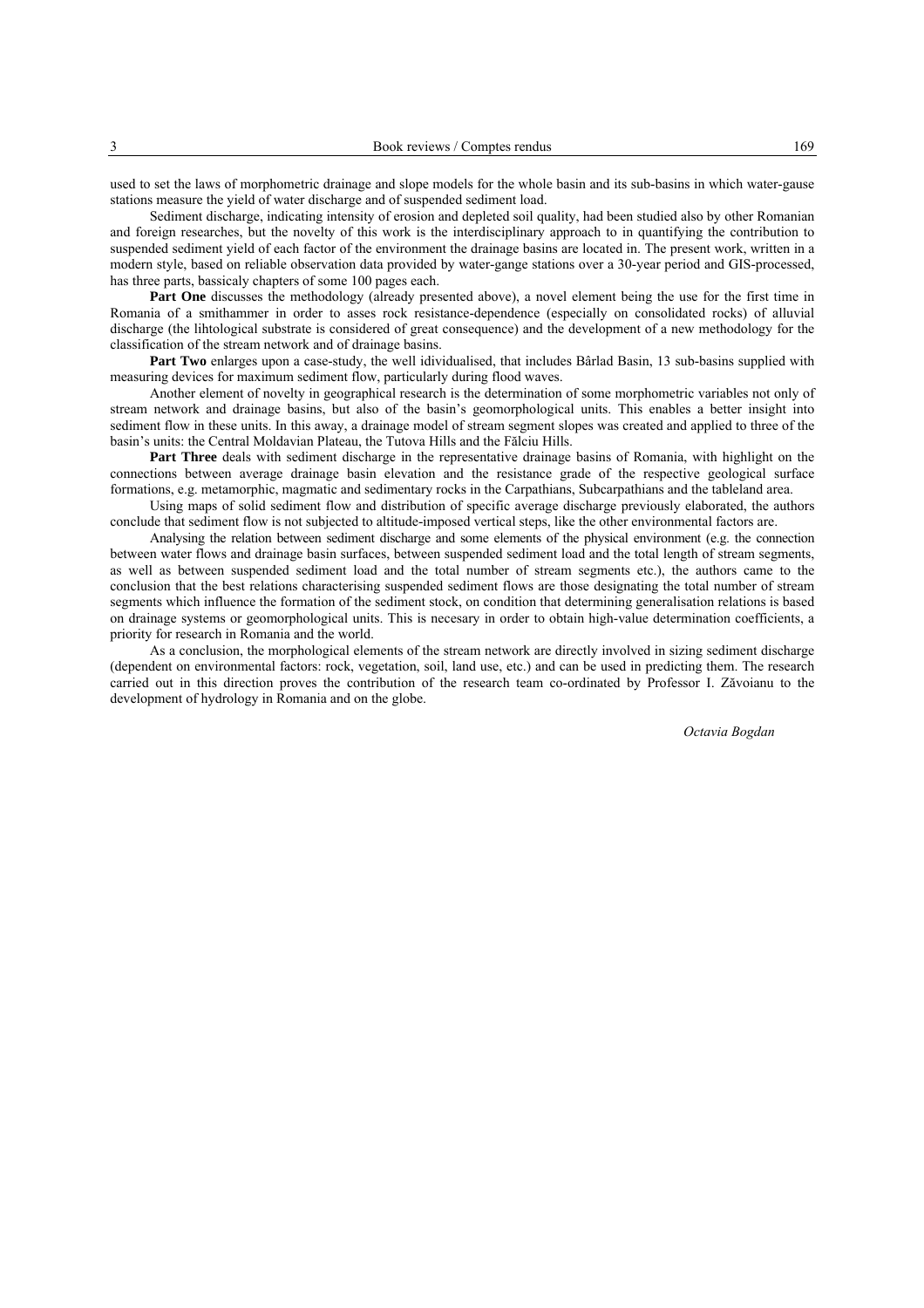used to set the laws of morphometric drainage and slope models for the whole basin and its sub-basins in which water-gause stations measure the yield of water discharge and of suspended sediment load.

Sediment discharge, indicating intensity of erosion and depleted soil quality, had been studied also by other Romanian and foreign researches, but the novelty of this work is the interdisciplinary approach to in quantifying the contribution to suspended sediment yield of each factor of the environment the drainage basins are located in. The present work, written in a modern style, based on reliable observation data provided by water-gange stations over a 30-year period and GIS-processed, has three parts, bassicaly chapters of some 100 pages each.

**Part One** discusses the methodology (already presented above), a novel element being the use for the first time in Romania of a smithammer in order to asses rock resistance-dependence (especially on consolidated rocks) of alluvial discharge (the lihtological substrate is considered of great consequence) and the development of a new methodology for the classification of the stream network and of drainage basins.

**Part Two** enlarges upon a case-study, the well idividualised, that includes Bârlad Basin, 13 sub-basins supplied with measuring devices for maximum sediment flow, particularly during flood waves.

Another element of novelty in geographical research is the determination of some morphometric variables not only of stream network and drainage basins, but also of the basin's geomorphological units. This enables a better insight into sediment flow in these units. In this away, a drainage model of stream segment slopes was created and applied to three of the basin's units: the Central Moldavian Plateau, the Tutova Hills and the Fălciu Hills.

**Part Three** deals with sediment discharge in the representative drainage basins of Romania, with highlight on the connections between average drainage basin elevation and the resistance grade of the respective geological surface formations, e.g. metamorphic, magmatic and sedimentary rocks in the Carpathians, Subcarpathians and the tableland area.

Using maps of solid sediment flow and distribution of specific average discharge previously elaborated, the authors conclude that sediment flow is not subjected to altitude-imposed vertical steps, like the other environmental factors are.

Analysing the relation between sediment discharge and some elements of the physical environment (e.g. the connection between water flows and drainage basin surfaces, between suspended sediment load and the total length of stream segments, as well as between suspended sediment load and the total number of stream segments etc.), the authors came to the conclusion that the best relations characterising suspended sediment flows are those designating the total number of stream segments which influence the formation of the sediment stock, on condition that determining generalisation relations is based on drainage systems or geomorphological units. This is necesary in order to obtain high-value determination coefficients, a priority for research in Romania and the world.

As a conclusion, the morphological elements of the stream network are directly involved in sizing sediment discharge (dependent on environmental factors: rock, vegetation, soil, land use, etc.) and can be used in predicting them. The research carried out in this direction proves the contribution of the research team co-ordinated by Professor I. Zăvoianu to the development of hydrology in Romania and on the globe.

*Octavia Bogdan*